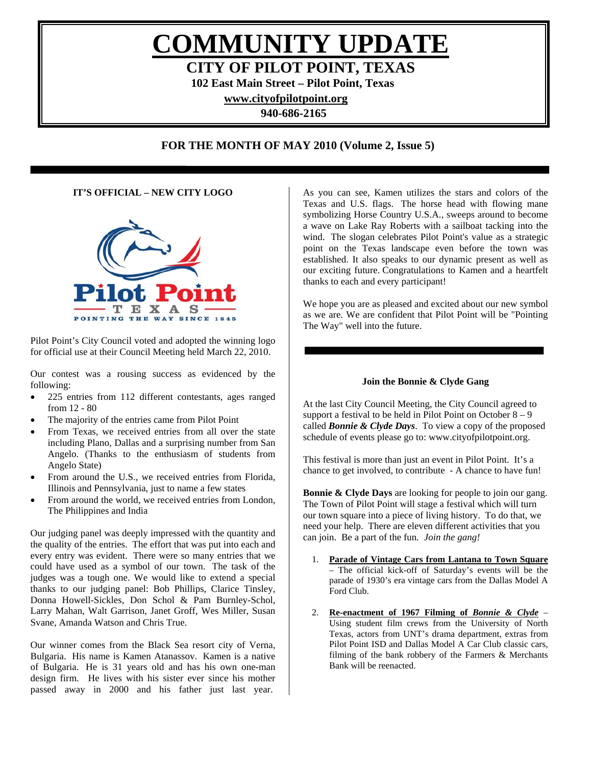# COMMUNITY UPDATE

## CITY OF PILOT POINT, TEXAS

**102 East Main Street – Pilot Point, Texas**

**www.cityofpilotpoint.org**

**940-686-2165**

### FOR THE MONTH OF MAY 2010 (Volume 2, Issue 5)

### IT'S OFFICIAL – NEW CITY LOGO

Pilot Point Texas
POINTING THE WAY SINCE 1845

Pilot Point's City Council voted and adopted the winning logo for official use at their Council Meeting held March 22, 2010.

Our contest was a rousing success as evidenced by the following:

- 225 entries from 112 different contestants, ages ranged from 12 - 80
- The majority of the entries came from Pilot Point
- From Texas, we received entries from all over the state including Plano, Dallas and a surprising number from San Angelo. (Thanks to the enthusiasm of students from Angelo State)
- From around the U.S., we received entries from Florida, Illinois and Pennsylvania, just to name a few states
- From around the world, we received entries from London, The Philippines and India

Our judging panel was deeply impressed with the quantity and the quality of the entries. The effort that was put into each and every entry was evident. There were so many entries that we could have used as a symbol of our town. The task of the judges was a tough one. We would like to extend a special thanks to our judging panel: Bob Phillips, Clarice Tinsley, Donna Howell-Sickles, Don Schol & Pam Burnley-Schol, Larry Mahan, Walt Garrison, Janet Groff, Wes Miller, Susan Svane, Amanda Watson and Chris True.

Our winner comes from the Black Sea resort city of Verna, Bulgaria. His name is Kamen Atanassov. Kamen is a native of Bulgaria. He is 31 years old and has his own one-man design firm. He lives with his sister ever since his mother passed away in 2000 and his father just last year.

As you can see, Kamen utilizes the stars and colors of the Texas and U.S. flags. The horse head with flowing mane symbolizing Horse Country U.S.A., sweeps around to become a wave on Lake Ray Roberts with a sailboat tacking into the wind. The slogan celebrates Pilot Point's value as a strategic point on the Texas landscape even before the town was established. It also speaks to our dynamic present as well as our exciting future. Congratulations to Kamen and a heartfelt thanks to each and every participant!

We hope you are as pleased and excited about our new symbol as we are. We are confident that Pilot Point will be "Pointing The Way" well into the future.

### Join the Bonnie & Clyde Gang

At the last City Council Meeting, the City Council agreed to support a festival to be held in Pilot Point on October 8 – 9 called ***Bonnie & Clyde Days***. To view a copy of the proposed schedule of events please go to: www.cityofpilotpoint.org.

This festival is more than just an event in Pilot Point. It's a chance to get involved, to contribute - A chance to have fun!

**Bonnie & Clyde Days** are looking for people to join our gang. The Town of Pilot Point will stage a festival which will turn our town square into a piece of living history. To do that, we need your help. There are eleven different activities that you can join. Be a part of the fun. *Join the gang!*

1. **Parade of Vintage Cars from Lantana to Town Square** – The official kick-off of Saturday's events will be the parade of 1930's era vintage cars from the Dallas Model A Ford Club.

2. **Re-enactment of 1967 Filming of *Bonnie & Clyde*** – Using student film crews from the University of North Texas, actors from UNT's drama department, extras from Pilot Point ISD and Dallas Model A Car Club classic cars, filming of the bank robbery of the Farmers & Merchants Bank will be reenacted.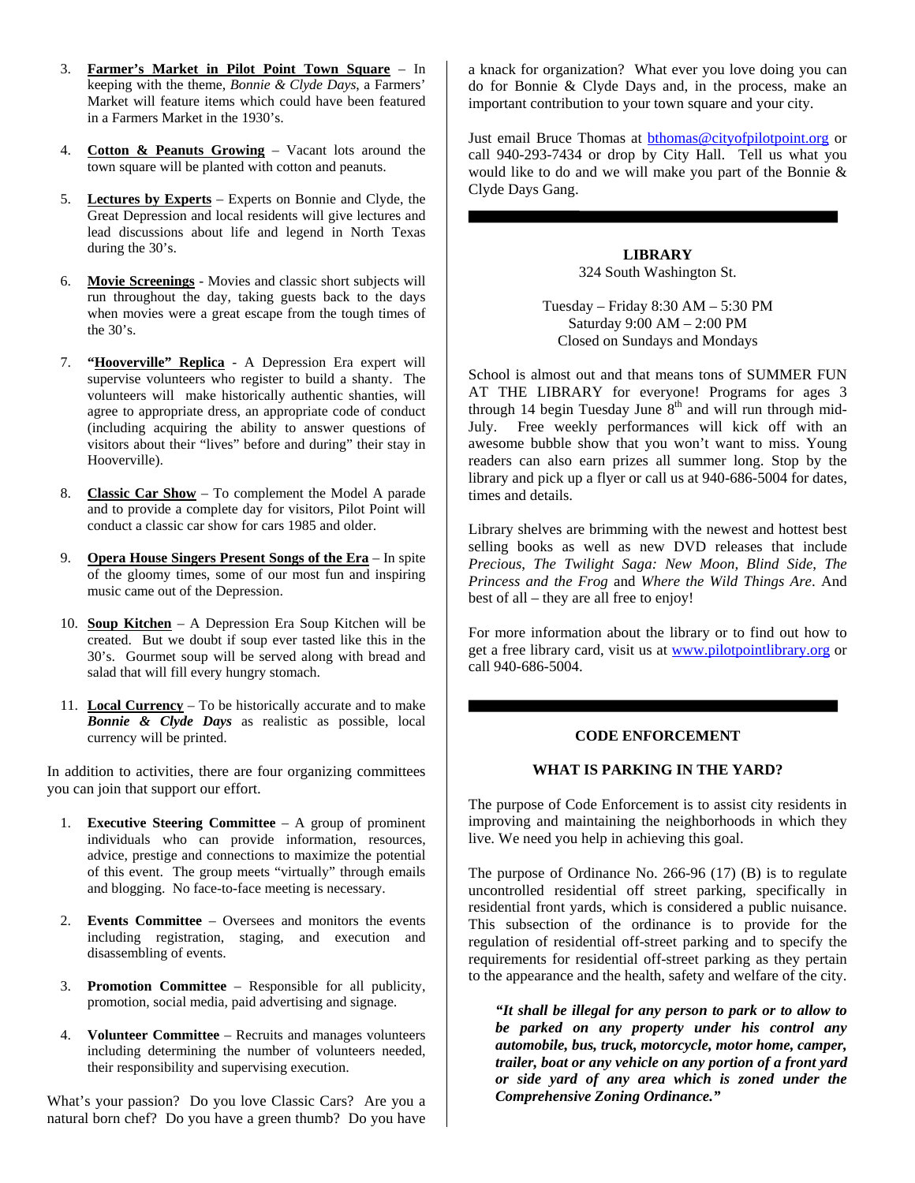3. **Farmer's Market in Pilot Point Town Square** – In keeping with the theme, *Bonnie & Clyde Days*, a Farmers' Market will feature items which could have been featured in a Farmers Market in the 1930's.

4. **Cotton & Peanuts Growing** – Vacant lots around the town square will be planted with cotton and peanuts.

5. **Lectures by Experts** – Experts on Bonnie and Clyde, the Great Depression and local residents will give lectures and lead discussions about life and legend in North Texas during the 30's.

6. **Movie Screenings** - Movies and classic short subjects will run throughout the day, taking guests back to the days when movies were a great escape from the tough times of the 30's.

7. **"Hooverville" Replica** - A Depression Era expert will supervise volunteers who register to build a shanty. The volunteers will make historically authentic shanties, will agree to appropriate dress, an appropriate code of conduct (including acquiring the ability to answer questions of visitors about their "lives" before and during" their stay in Hooverville).

8. **Classic Car Show** – To complement the Model A parade and to provide a complete day for visitors, Pilot Point will conduct a classic car show for cars 1985 and older.

9. **Opera House Singers Present Songs of the Era** – In spite of the gloomy times, some of our most fun and inspiring music came out of the Depression.

10. **Soup Kitchen** – A Depression Era Soup Kitchen will be created. But we doubt if soup ever tasted like this in the 30's. Gourmet soup will be served along with bread and salad that will fill every hungry stomach.

11. **Local Currency** – To be historically accurate and to make ***Bonnie & Clyde Days*** as realistic as possible, local currency will be printed.

In addition to activities, there are four organizing committees you can join that support our effort.

1. **Executive Steering Committee** – A group of prominent individuals who can provide information, resources, advice, prestige and connections to maximize the potential of this event. The group meets "virtually" through emails and blogging. No face-to-face meeting is necessary.

2. **Events Committee** – Oversees and monitors the events including registration, staging, and execution and disassembling of events.

3. **Promotion Committee** – Responsible for all publicity, promotion, social media, paid advertising and signage.

4. **Volunteer Committee** – Recruits and manages volunteers including determining the number of volunteers needed, their responsibility and supervising execution.

What's your passion? Do you love Classic Cars? Are you a natural born chef? Do you have a green thumb? Do you have a knack for organization? What ever you love doing you can do for Bonnie & Clyde Days and, in the process, make an important contribution to your town square and your city.

Just email Bruce Thomas at bthomas@cityofpilotpoint.org or call 940-293-7434 or drop by City Hall. Tell us what you would like to do and we will make you part of the Bonnie & Clyde Days Gang.

---

## LIBRARY

324 South Washington St.

Tuesday – Friday 8:30 AM – 5:30 PM
Saturday 9:00 AM – 2:00 PM
Closed on Sundays and Mondays

School is almost out and that means tons of SUMMER FUN AT THE LIBRARY for everyone! Programs for ages 3 through 14 begin Tuesday June 8th and will run through mid-July. Free weekly performances will kick off with an awesome bubble show that you won't want to miss. Young readers can also earn prizes all summer long. Stop by the library and pick up a flyer or call us at 940-686-5004 for dates, times and details.

Library shelves are brimming with the newest and hottest best selling books as well as new DVD releases that include *Precious*, *The Twilight Saga: New Moon, Blind Side*, *The Princess and the Frog* and *Where the Wild Things Are*. And best of all – they are all free to enjoy!

For more information about the library or to find out how to get a free library card, visit us at www.pilotpointlibrary.org or call 940-686-5004.

---

## CODE ENFORCEMENT

### WHAT IS PARKING IN THE YARD?

The purpose of Code Enforcement is to assist city residents in improving and maintaining the neighborhoods in which they live. We need you help in achieving this goal.

The purpose of Ordinance No. 266-96 (17) (B) is to regulate uncontrolled residential off street parking, specifically in residential front yards, which is considered a public nuisance. This subsection of the ordinance is to provide for the regulation of residential off-street parking and to specify the requirements for residential off-street parking as they pertain to the appearance and the health, safety and welfare of the city.

> ***"It shall be illegal for any person to park or to allow to be parked on any property under his control any automobile, bus, truck, motorcycle, motor home, camper, trailer, boat or any vehicle on any portion of a front yard or side yard of any area which is zoned under the Comprehensive Zoning Ordinance."***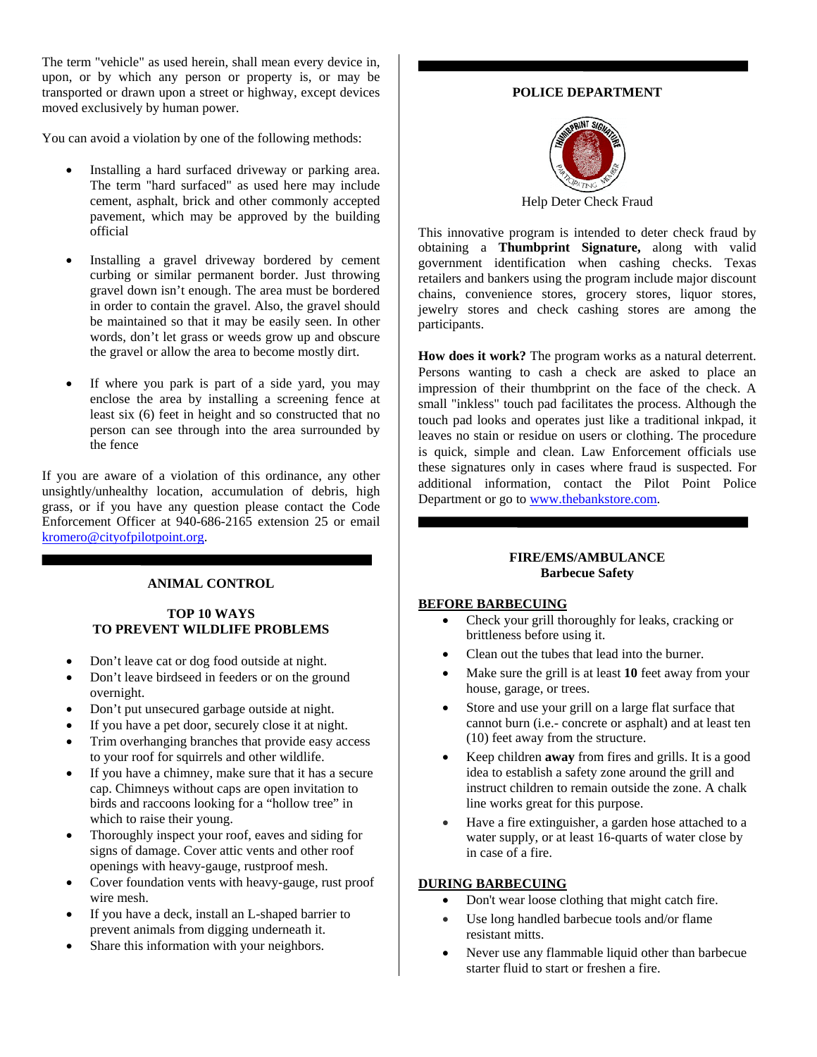The term "vehicle" as used herein, shall mean every device in, upon, or by which any person or property is, or may be transported or drawn upon a street or highway, except devices moved exclusively by human power.

You can avoid a violation by one of the following methods:

- Installing a hard surfaced driveway or parking area. The term "hard surfaced" as used here may include cement, asphalt, brick and other commonly accepted pavement, which may be approved by the building official
- Installing a gravel driveway bordered by cement curbing or similar permanent border. Just throwing gravel down isn't enough. The area must be bordered in order to contain the gravel. Also, the gravel should be maintained so that it may be easily seen. In other words, don't let grass or weeds grow up and obscure the gravel or allow the area to become mostly dirt.
- If where you park is part of a side yard, you may enclose the area by installing a screening fence at least six (6) feet in height and so constructed that no person can see through into the area surrounded by the fence

If you are aware of a violation of this ordinance, any other unsightly/unhealthy location, accumulation of debris, high grass, or if you have any question please contact the Code Enforcement Officer at 940-686-2165 extension 25 or email kromero@cityofpilotpoint.org.

## ANIMAL CONTROL

### TOP 10 WAYS TO PREVENT WILDLIFE PROBLEMS

- Don't leave cat or dog food outside at night.
- Don't leave birdseed in feeders or on the ground overnight.
- Don't put unsecured garbage outside at night.
- If you have a pet door, securely close it at night.
- Trim overhanging branches that provide easy access to your roof for squirrels and other wildlife.
- If you have a chimney, make sure that it has a secure cap. Chimneys without caps are open invitation to birds and raccoons looking for a "hollow tree" in which to raise their young.
- Thoroughly inspect your roof, eaves and siding for signs of damage. Cover attic vents and other roof openings with heavy-gauge, rustproof mesh.
- Cover foundation vents with heavy-gauge, rust proof wire mesh.
- If you have a deck, install an L-shaped barrier to prevent animals from digging underneath it.
- Share this information with your neighbors.

## POLICE DEPARTMENT

Help Deter Check Fraud

This innovative program is intended to deter check fraud by obtaining a **Thumbprint Signature,** along with valid government identification when cashing checks. Texas retailers and bankers using the program include major discount chains, convenience stores, grocery stores, liquor stores, jewelry stores and check cashing stores are among the participants.

**How does it work?** The program works as a natural deterrent. Persons wanting to cash a check are asked to place an impression of their thumbprint on the face of the check. A small "inkless" touch pad facilitates the process. Although the touch pad looks and operates just like a traditional inkpad, it leaves no stain or residue on users or clothing. The procedure is quick, simple and clean. Law Enforcement officials use these signatures only in cases where fraud is suspected. For additional information, contact the Pilot Point Police Department or go to www.thebankstore.com.

## FIRE/EMS/AMBULANCE
### Barbecue Safety

**BEFORE BARBECUING**

- Check your grill thoroughly for leaks, cracking or brittleness before using it.
- Clean out the tubes that lead into the burner.
- Make sure the grill is at least **10** feet away from your house, garage, or trees.
- Store and use your grill on a large flat surface that cannot burn (i.e.- concrete or asphalt) and at least ten (10) feet away from the structure.
- Keep children **away** from fires and grills. It is a good idea to establish a safety zone around the grill and instruct children to remain outside the zone. A chalk line works great for this purpose.
- Have a fire extinguisher, a garden hose attached to a water supply, or at least 16-quarts of water close by in case of a fire.

**DURING BARBECUING**

- Don't wear loose clothing that might catch fire.
- Use long handled barbecue tools and/or flame resistant mitts.
- Never use any flammable liquid other than barbecue starter fluid to start or freshen a fire.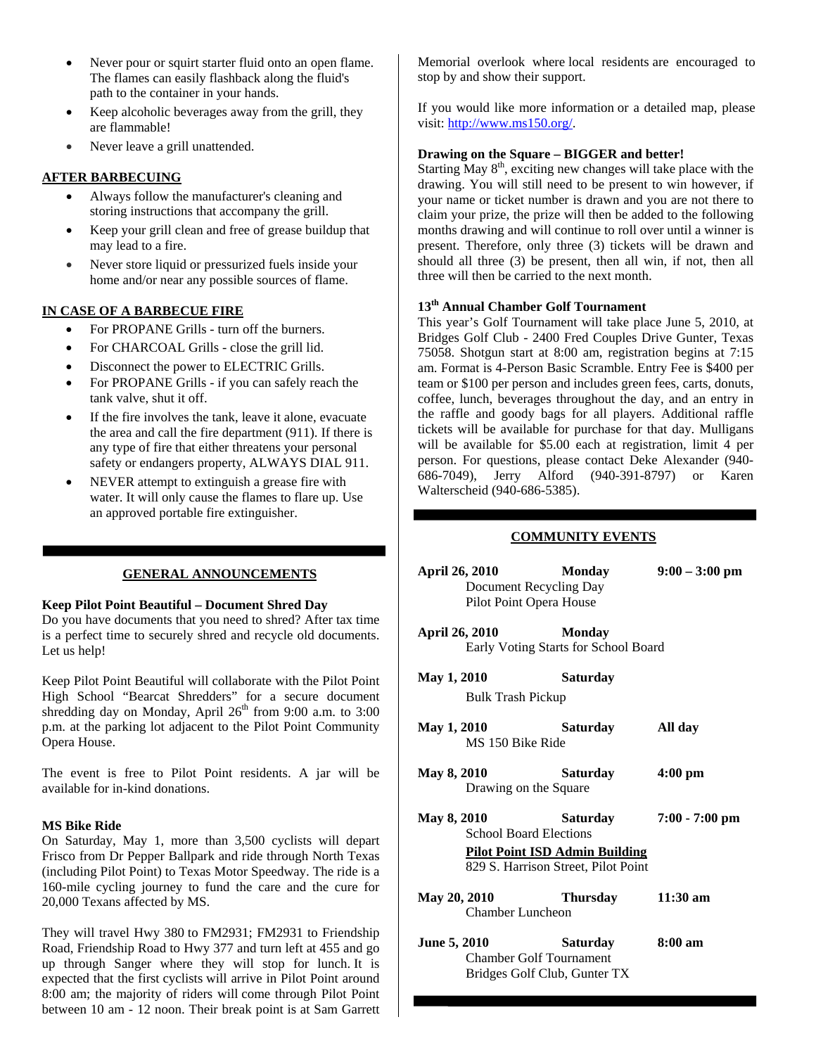- Never pour or squirt starter fluid onto an open flame. The flames can easily flashback along the fluid's path to the container in your hands.
- Keep alcoholic beverages away from the grill, they are flammable!
- Never leave a grill unattended.

## AFTER BARBECUING

- Always follow the manufacturer's cleaning and storing instructions that accompany the grill.
- Keep your grill clean and free of grease buildup that may lead to a fire.
- Never store liquid or pressurized fuels inside your home and/or near any possible sources of flame.

## IN CASE OF A BARBECUE FIRE

- For PROPANE Grills - turn off the burners.
- For CHARCOAL Grills - close the grill lid.
- Disconnect the power to ELECTRIC Grills.
- For PROPANE Grills - if you can safely reach the tank valve, shut it off.
- If the fire involves the tank, leave it alone, evacuate the area and call the fire department (911). If there is any type of fire that either threatens your personal safety or endangers property, ALWAYS DIAL 911.
- NEVER attempt to extinguish a grease fire with water. It will only cause the flames to flare up. Use an approved portable fire extinguisher.

## GENERAL ANNOUNCEMENTS

**Keep Pilot Point Beautiful – Document Shred Day**

Do you have documents that you need to shred? After tax time is a perfect time to securely shred and recycle old documents. Let us help!

Keep Pilot Point Beautiful will collaborate with the Pilot Point High School "Bearcat Shredders" for a secure document shredding day on Monday, April 26th from 9:00 a.m. to 3:00 p.m. at the parking lot adjacent to the Pilot Point Community Opera House.

The event is free to Pilot Point residents. A jar will be available for in-kind donations.

**MS Bike Ride**

On Saturday, May 1, more than 3,500 cyclists will depart Frisco from Dr Pepper Ballpark and ride through North Texas (including Pilot Point) to Texas Motor Speedway. The ride is a 160-mile cycling journey to fund the care and the cure for 20,000 Texans affected by MS.

They will travel Hwy 380 to FM2931; FM2931 to Friendship Road, Friendship Road to Hwy 377 and turn left at 455 and go up through Sanger where they will stop for lunch. It is expected that the first cyclists will arrive in Pilot Point around 8:00 am; the majority of riders will come through Pilot Point between 10 am - 12 noon. Their break point is at Sam Garrett Memorial overlook where local residents are encouraged to stop by and show their support.

If you would like more information or a detailed map, please visit: http://www.ms150.org/.

**Drawing on the Square – BIGGER and better!**

Starting May 8th, exciting new changes will take place with the drawing. You will still need to be present to win however, if your name or ticket number is drawn and you are not there to claim your prize, the prize will then be added to the following months drawing and will continue to roll over until a winner is present. Therefore, only three (3) tickets will be drawn and should all three (3) be present, then all win, if not, then all three will then be carried to the next month.

**13th Annual Chamber Golf Tournament**

This year's Golf Tournament will take place June 5, 2010, at Bridges Golf Club - 2400 Fred Couples Drive Gunter, Texas 75058. Shotgun start at 8:00 am, registration begins at 7:15 am. Format is 4-Person Basic Scramble. Entry Fee is $400 per team or $100 per person and includes green fees, carts, donuts, coffee, lunch, beverages throughout the day, and an entry in the raffle and goody bags for all players. Additional raffle tickets will be available for purchase for that day. Mulligans will be available for $5.00 each at registration, limit 4 per person. For questions, please contact Deke Alexander (940-686-7049), Jerry Alford (940-391-8797) or Karen Walterscheid (940-686-5385).

## COMMUNITY EVENTS

**April 26, 2010** **Monday** **9:00 – 3:00 pm**
Document Recycling Day
Pilot Point Opera House

**April 26, 2010** **Monday**
Early Voting Starts for School Board

**May 1, 2010** **Saturday**
Bulk Trash Pickup

**May 1, 2010** **Saturday** **All day**
MS 150 Bike Ride

**May 8, 2010** **Saturday** **4:00 pm**
Drawing on the Square

**May 8, 2010** **Saturday** **7:00 - 7:00 pm**
School Board Elections
**Pilot Point ISD Admin Building**
829 S. Harrison Street, Pilot Point

**May 20, 2010** **Thursday** **11:30 am**
Chamber Luncheon

**June 5, 2010** **Saturday** **8:00 am**
Chamber Golf Tournament
Bridges Golf Club, Gunter TX